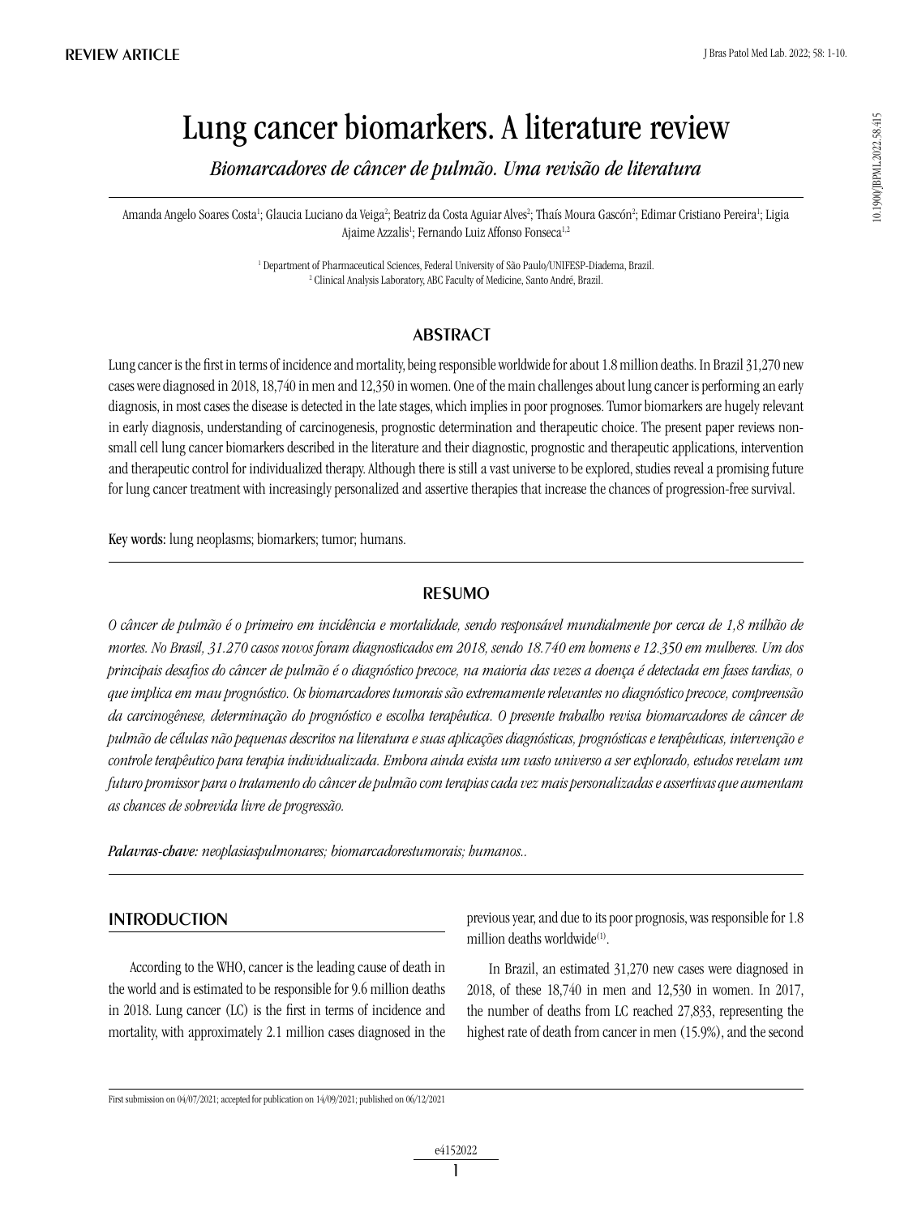REVIEW ARTICLE

# Lung cancer biomarkers. A literature review

*Biomarcadores de câncer de pulmão. Uma revisão de literatura*

Amanda Angelo Soares Costa[1]; Glaucia Luciano da Veiga[2]; Beatriz da Costa Aguiar Alves[2]; Thaís Moura Gascón[2]; Edimar Cristiano Pereira[1]; Ligia Ajaime Azzalis[1]; Fernando Luiz Affonso Fonseca[1,2]

[1] Department of Pharmaceutical Sciences, Federal University of São Paulo/UNIFESP-Diadema, Brazil.
[2] Clinical Analysis Laboratory, ABC Faculty of Medicine, Santo André, Brazil.

## ABSTRACT

Lung cancer is the first in terms of incidence and mortality, being responsible worldwide for about 1.8 million deaths. In Brazil 31,270 new cases were diagnosed in 2018, 18,740 in men and 12,350 in women. One of the main challenges about lung cancer is performing an early diagnosis, in most cases the disease is detected in the late stages, which implies in poor prognoses. Tumor biomarkers are hugely relevant in early diagnosis, understanding of carcinogenesis, prognostic determination and therapeutic choice. The present paper reviews non-small cell lung cancer biomarkers described in the literature and their diagnostic, prognostic and therapeutic applications, intervention and therapeutic control for individualized therapy. Although there is still a vast universe to be explored, studies reveal a promising future for lung cancer treatment with increasingly personalized and assertive therapies that increase the chances of progression-free survival.

**Key words:** lung neoplasms; biomarkers; tumor; humans.

## RESUMO

*O câncer de pulmão é o primeiro em incidência e mortalidade, sendo responsável mundialmente por cerca de 1,8 milhão de mortes. No Brasil, 31.270 casos novos foram diagnosticados em 2018, sendo 18.740 em homens e 12.350 em mulheres. Um dos principais desafios do câncer de pulmão é o diagnóstico precoce, na maioria das vezes a doença é detectada em fases tardias, o que implica em mau prognóstico. Os biomarcadores tumorais são extremamente relevantes no diagnóstico precoce, compreensão da carcinogênese, determinação do prognóstico e escolha terapêutica. O presente trabalho revisa biomarcadores de câncer de pulmão de células não pequenas descritos na literatura e suas aplicações diagnósticas, prognósticas e terapêuticas, intervenção e controle terapêutico para terapia individualizada. Embora ainda exista um vasto universo a ser explorado, estudos revelam um futuro promissor para o tratamento do câncer de pulmão com terapias cada vez mais personalizadas e assertivas que aumentam as chances de sobrevida livre de progressão.*

***Palavras-chave:*** *neoplasiaspulmonares; biomarcadorestumorais; humanos..*

## INTRODUCTION

According to the WHO, cancer is the leading cause of death in the world and is estimated to be responsible for 9.6 million deaths in 2018. Lung cancer (LC) is the first in terms of incidence and mortality, with approximately 2.1 million cases diagnosed in the previous year, and due to its poor prognosis, was responsible for 1.8 million deaths worldwide[1].

In Brazil, an estimated 31,270 new cases were diagnosed in 2018, of these 18,740 in men and 12,530 in women. In 2017, the number of deaths from LC reached 27,833, representing the highest rate of death from cancer in men (15.9%), and the second

First submission on 04/07/2021; accepted for publication on 14/09/2021; published on 06/12/2021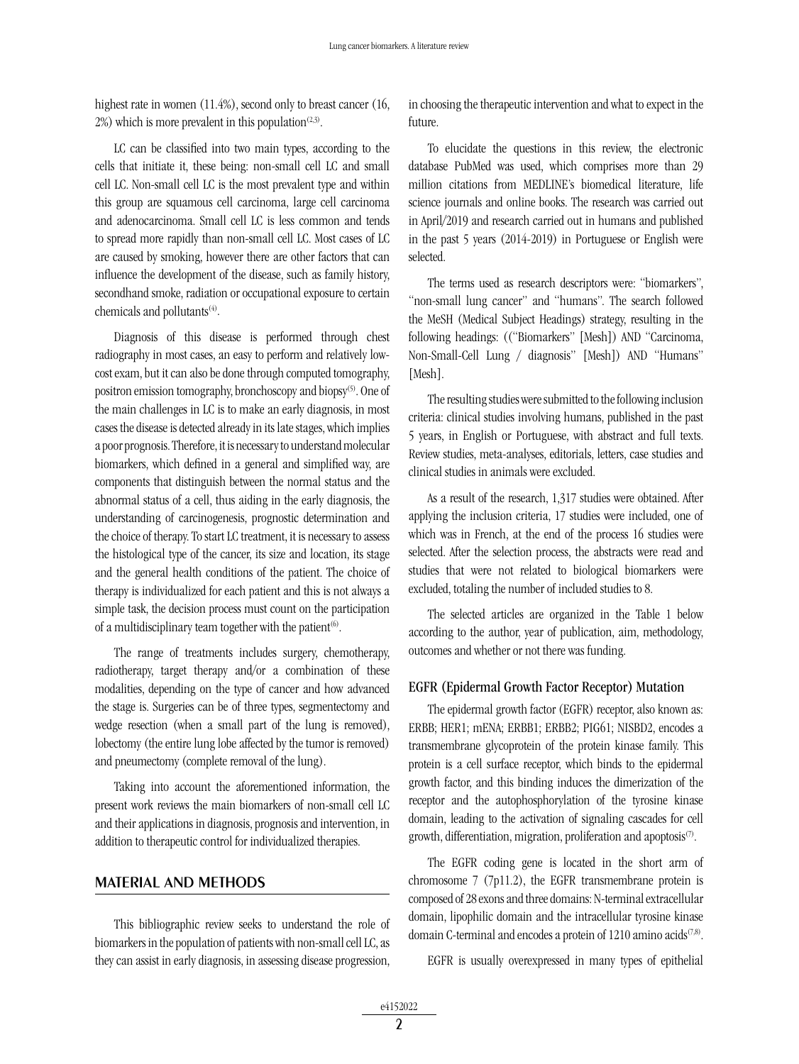highest rate in women (11.4%), second only to breast cancer (16, 2%) which is more prevalent in this population[2,3].

LC can be classified into two main types, according to the cells that initiate it, these being: non-small cell LC and small cell LC. Non-small cell LC is the most prevalent type and within this group are squamous cell carcinoma, large cell carcinoma and adenocarcinoma. Small cell LC is less common and tends to spread more rapidly than non-small cell LC. Most cases of LC are caused by smoking, however there are other factors that can influence the development of the disease, such as family history, secondhand smoke, radiation or occupational exposure to certain chemicals and pollutants[4].

Diagnosis of this disease is performed through chest radiography in most cases, an easy to perform and relatively low-cost exam, but it can also be done through computed tomography, positron emission tomography, bronchoscopy and biopsy[5]. One of the main challenges in LC is to make an early diagnosis, in most cases the disease is detected already in its late stages, which implies a poor prognosis. Therefore, it is necessary to understand molecular biomarkers, which defined in a general and simplified way, are components that distinguish between the normal status and the abnormal status of a cell, thus aiding in the early diagnosis, the understanding of carcinogenesis, prognostic determination and the choice of therapy. To start LC treatment, it is necessary to assess the histological type of the cancer, its size and location, its stage and the general health conditions of the patient. The choice of therapy is individualized for each patient and this is not always a simple task, the decision process must count on the participation of a multidisciplinary team together with the patient[6].

The range of treatments includes surgery, chemotherapy, radiotherapy, target therapy and/or a combination of these modalities, depending on the type of cancer and how advanced the stage is. Surgeries can be of three types, segmentectomy and wedge resection (when a small part of the lung is removed), lobectomy (the entire lung lobe affected by the tumor is removed) and pneumectomy (complete removal of the lung).

Taking into account the aforementioned information, the present work reviews the main biomarkers of non-small cell LC and their applications in diagnosis, prognosis and intervention, in addition to therapeutic control for individualized therapies.

## MATERIAL AND METHODS

This bibliographic review seeks to understand the role of biomarkers in the population of patients with non-small cell LC, as they can assist in early diagnosis, in assessing disease progression, in choosing the therapeutic intervention and what to expect in the future.

To elucidate the questions in this review, the electronic database PubMed was used, which comprises more than 29 million citations from MEDLINE's biomedical literature, life science journals and online books. The research was carried out in April/2019 and research carried out in humans and published in the past 5 years (2014-2019) in Portuguese or English were selected.

The terms used as research descriptors were: "biomarkers", "non-small lung cancer" and "humans". The search followed the MeSH (Medical Subject Headings) strategy, resulting in the following headings: (("Biomarkers" [Mesh]) AND "Carcinoma, Non-Small-Cell Lung / diagnosis" [Mesh]) AND "Humans" [Mesh].

The resulting studies were submitted to the following inclusion criteria: clinical studies involving humans, published in the past 5 years, in English or Portuguese, with abstract and full texts. Review studies, meta-analyses, editorials, letters, case studies and clinical studies in animals were excluded.

As a result of the research, 1,317 studies were obtained. After applying the inclusion criteria, 17 studies were included, one of which was in French, at the end of the process 16 studies were selected. After the selection process, the abstracts were read and studies that were not related to biological biomarkers were excluded, totaling the number of included studies to 8.

The selected articles are organized in the Table 1 below according to the author, year of publication, aim, methodology, outcomes and whether or not there was funding.

### EGFR (Epidermal Growth Factor Receptor) Mutation

The epidermal growth factor (EGFR) receptor, also known as: ERBB; HER1; mENA; ERBB1; ERBB2; PIG61; NISBD2, encodes a transmembrane glycoprotein of the protein kinase family. This protein is a cell surface receptor, which binds to the epidermal growth factor, and this binding induces the dimerization of the receptor and the autophosphorylation of the tyrosine kinase domain, leading to the activation of signaling cascades for cell growth, differentiation, migration, proliferation and apoptosis[7].

The EGFR coding gene is located in the short arm of chromosome 7 (7p11.2), the EGFR transmembrane protein is composed of 28 exons and three domains: N-terminal extracellular domain, lipophilic domain and the intracellular tyrosine kinase domain C-terminal and encodes a protein of 1210 amino acids[7,8].

EGFR is usually overexpressed in many types of epithelial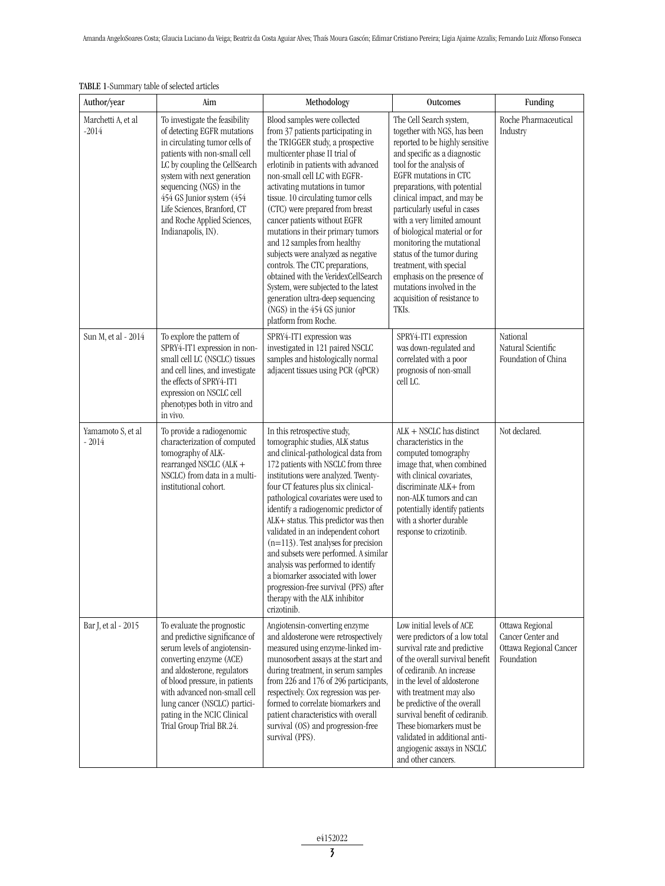**TABLE 1**-Summary table of selected articles

| Author/year | Aim | Methodology | Outcomes | Funding |
|---|---|---|---|---|
| Marchetti A, et al -2014 | To investigate the feasibility of detecting EGFR mutations in circulating tumor cells of patients with non-small cell LC by coupling the CellSearch system with next generation sequencing (NGS) in the 454 GS Junior system (454 Life Sciences, Branford, CT and Roche Applied Sciences, Indianapolis, IN). | Blood samples were collected from 37 patients participating in the TRIGGER study, a prospective multicenter phase II trial of erlotinib in patients with advanced non-small cell LC with EGFR-activating mutations in tumor tissue. 10 circulating tumor cells (CTC) were prepared from breast cancer patients without EGFR mutations in their primary tumors and 12 samples from healthy subjects were analyzed as negative controls. The CTC preparations, obtained with the VeridexCellSearch System, were subjected to the latest generation ultra-deep sequencing (NGS) in the 454 GS junior platform from Roche. | The Cell Search system, together with NGS, has been reported to be highly sensitive and specific as a diagnostic tool for the analysis of EGFR mutations in CTC preparations, with potential clinical impact, and may be particularly useful in cases with a very limited amount of biological material or for monitoring the mutational status of the tumor during treatment, with special emphasis on the presence of mutations involved in the acquisition of resistance to TKIs. | Roche Pharmaceutical Industry |
| Sun M, et al - 2014 | To explore the pattern of SPRY4-IT1 expression in non-small cell LC (NSCLC) tissues and cell lines, and investigate the effects of SPRY4-IT1 expression on NSCLC cell phenotypes both in vitro and in vivo. | SPRY4-IT1 expression was investigated in 121 paired NSCLC samples and histologically normal adjacent tissues using PCR (qPCR) | SPRY4-IT1 expression was down-regulated and correlated with a poor prognosis of non-small cell LC. | National Natural Scientific Foundation of China |
| Yamamoto S, et al - 2014 | To provide a radiogenomic characterization of computed tomography of ALK-rearranged NSCLC (ALK + NSCLC) from data in a multi-institutional cohort. | In this retrospective study, tomographic studies, ALK status and clinical-pathological data from 172 patients with NSCLC from three institutions were analyzed. Twenty-four CT features plus six clinical-pathological covariates were used to identify a radiogenomic predictor of ALK+ status. This predictor was then validated in an independent cohort (n=113). Test analyses for precision and subsets were performed. A similar analysis was performed to identify a biomarker associated with lower progression-free survival (PFS) after therapy with the ALK inhibitor crizotinib. | ALK + NSCLC has distinct characteristics in the computed tomography image that, when combined with clinical covariates, discriminate ALK+ from non-ALK tumors and can potentially identify patients with a shorter durable response to crizotinib. | Not declared. |
| Bar J, et al - 2015 | To evaluate the prognostic and predictive significance of serum levels of angiotensin-converting enzyme (ACE) and aldosterone, regulators of blood pressure, in patients with advanced non-small cell lung cancer (NSCLC) participating in the NCIC Clinical Trial Group Trial BR.24. | Angiotensin-converting enzyme and aldosterone were retrospectively measured using enzyme-linked immunosorbent assays at the start and during treatment, in serum samples from 226 and 176 of 296 participants, respectively. Cox regression was performed to correlate biomarkers and patient characteristics with overall survival (OS) and progression-free survival (PFS). | Low initial levels of ACE were predictors of a low total survival rate and predictive of the overall survival benefit of cediranib. An increase in the level of aldosterone with treatment may also be predictive of the overall survival benefit of cediranib. These biomarkers must be validated in additional anti-angiogenic assays in NSCLC and other cancers. | Ottawa Regional Cancer Center and Ottawa Regional Cancer Foundation |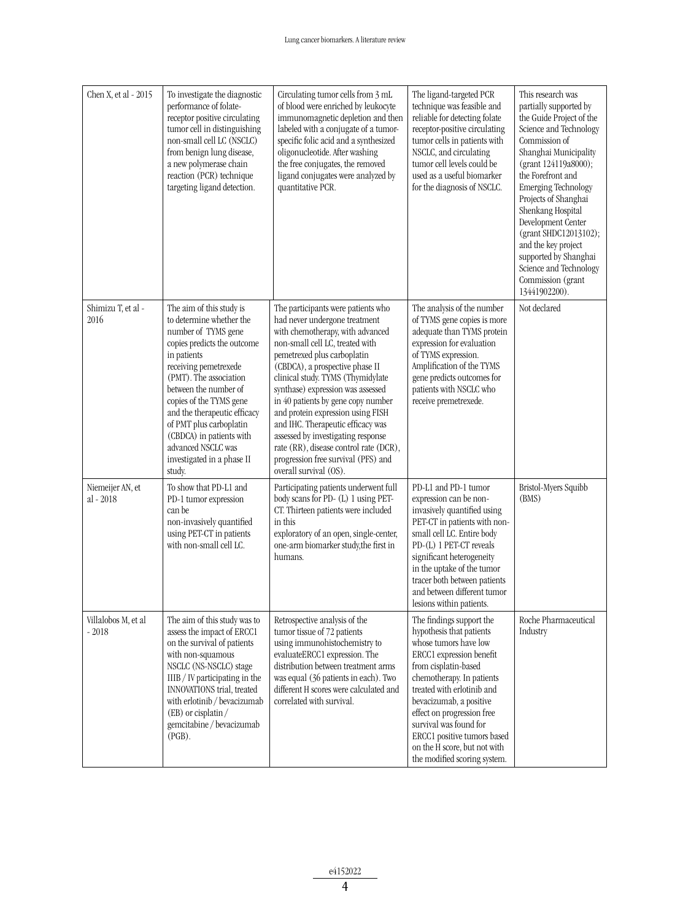| | | | | |
|---|---|---|---|---|
| Chen X, et al - 2015 | To investigate the diagnostic performance of folate-receptor positive circulating tumor cell in distinguishing non-small cell LC (NSCLC) from benign lung disease, a new polymerase chain reaction (PCR) technique targeting ligand detection. | Circulating tumor cells from 3 mL of blood were enriched by leukocyte immunomagnetic depletion and then labeled with a conjugate of a tumor-specific folic acid and a synthesized oligonucleotide. After washing the free conjugates, the removed ligand conjugates were analyzed by quantitative PCR. | The ligand-targeted PCR technique was feasible and reliable for detecting folate receptor-positive circulating tumor cells in patients with NSCLC, and circulating tumor cell levels could be used as a useful biomarker for the diagnosis of NSCLC. | This research was partially supported by the Guide Project of the Science and Technology Commission of Shanghai Municipality (grant 124119a8000); the Forefront and Emerging Technology Projects of Shanghai Shenkang Hospital Development Center (grant SHDC12013102); and the key project supported by Shanghai Science and Technology Commission (grant 13441902200). |
| Shimizu T, et al - 2016 | The aim of this study is to determine whether the number of TYMS gene copies predicts the outcome in patients receiving pemetrexede (PMT). The association between the number of copies of the TYMS gene and the therapeutic efficacy of PMT plus carboplatin (CBDCA) in patients with advanced NSCLC was investigated in a phase II study. | The participants were patients who had never undergone treatment with chemotherapy, with advanced non-small cell LC, treated with pemetrexed plus carboplatin (CBDCA), a prospective phase II clinical study. TYMS (Thymidylate synthase) expression was assessed in 40 patients by gene copy number and protein expression using FISH and IHC. Therapeutic efficacy was assessed by investigating response rate (RR), disease control rate (DCR), progression free survival (PFS) and overall survival (OS). | The analysis of the number of TYMS gene copies is more adequate than TYMS protein expression for evaluation of TYMS expression. Amplification of the TYMS gene predicts outcomes for patients with NSCLC who receive premetrexede. | Not declared |
| Niemeijer AN, et al - 2018 | To show that PD-L1 and PD-1 tumor expression can be non-invasively quantified using PET-CT in patients with non-small cell LC. | Participating patients underwent full body scans for PD- (L) 1 using PET-CT. Thirteen patients were included in this exploratory of an open, single-center, one-arm biomarker study,the first in humans. | PD-L1 and PD-1 tumor expression can be non-invasively quantified using PET-CT in patients with non-small cell LC. Entire body PD-(L) 1 PET-CT reveals significant heterogeneity in the uptake of the tumor tracer both between patients and between different tumor lesions within patients. | Bristol-Myers Squibb (BMS) |
| Villalobos M, et al - 2018 | The aim of this study was to assess the impact of ERCC1 on the survival of patients with non-squamous NSCLC (NS-NSCLC) stage IIIB / IV participating in the INNOVATIONS trial, treated with erlotinib / bevacizumab (EB) or cisplatin / gemcitabine / bevacizumab (PGB). | Retrospective analysis of the tumor tissue of 72 patients using immunohistochemistry to evaluateERCC1 expression. The distribution between treatment arms was equal (36 patients in each). Two different H scores were calculated and correlated with survival. | The findings support the hypothesis that patients whose tumors have low ERCC1 expression benefit from cisplatin-based chemotherapy. In patients treated with erlotinib and bevacizumab, a positive effect on progression free survival was found for ERCC1 positive tumors based on the H score, but not with the modified scoring system. | Roche Pharmaceutical Industry |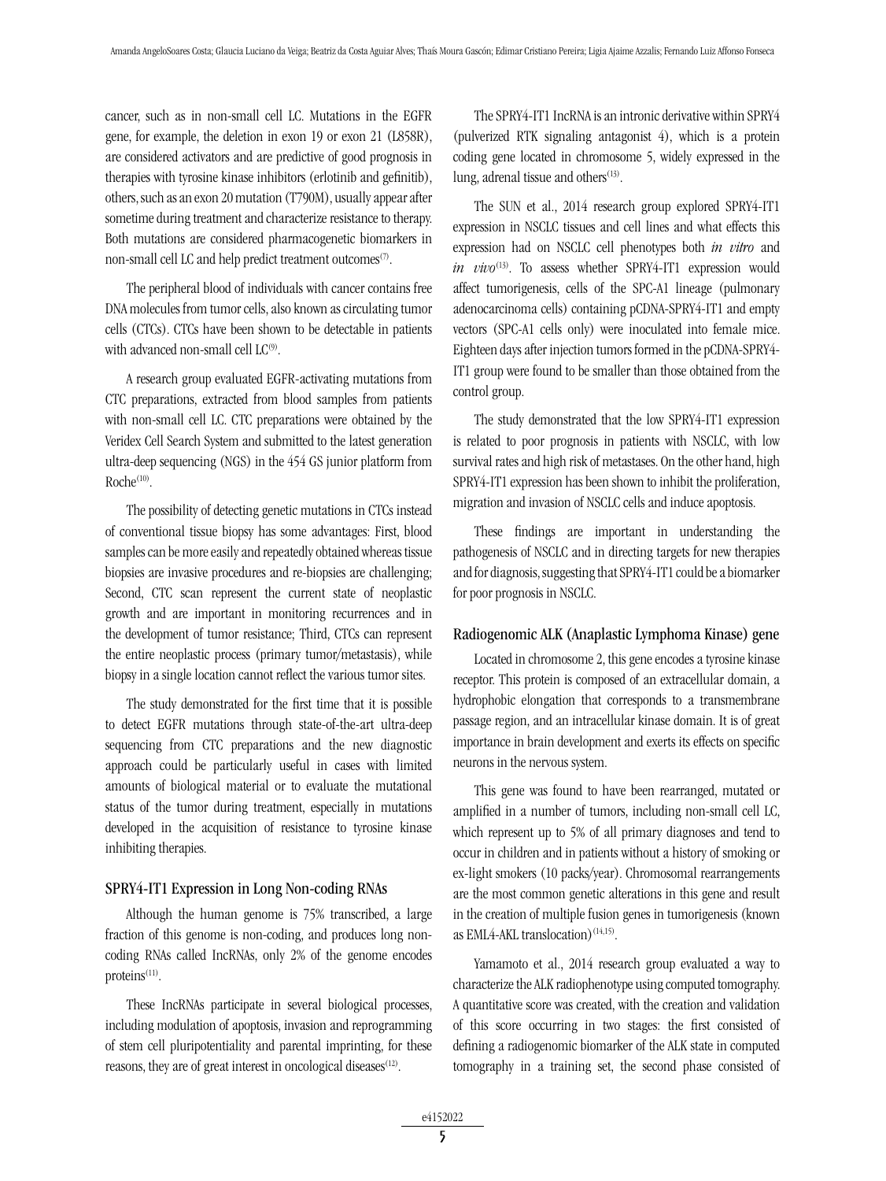cancer, such as in non-small cell LC. Mutations in the EGFR gene, for example, the deletion in exon 19 or exon 21 (L858R), are considered activators and are predictive of good prognosis in therapies with tyrosine kinase inhibitors (erlotinib and gefinitib), others, such as an exon 20 mutation (T790M), usually appear after sometime during treatment and characterize resistance to therapy. Both mutations are considered pharmacogenetic biomarkers in non-small cell LC and help predict treatment outcomes[7].

The peripheral blood of individuals with cancer contains free DNA molecules from tumor cells, also known as circulating tumor cells (CTCs). CTCs have been shown to be detectable in patients with advanced non-small cell LC[9].

A research group evaluated EGFR-activating mutations from CTC preparations, extracted from blood samples from patients with non-small cell LC. CTC preparations were obtained by the Veridex Cell Search System and submitted to the latest generation ultra-deep sequencing (NGS) in the 454 GS junior platform from Roche[10].

The possibility of detecting genetic mutations in CTCs instead of conventional tissue biopsy has some advantages: First, blood samples can be more easily and repeatedly obtained whereas tissue biopsies are invasive procedures and re-biopsies are challenging; Second, CTC scan represent the current state of neoplastic growth and are important in monitoring recurrences and in the development of tumor resistance; Third, CTCs can represent the entire neoplastic process (primary tumor/metastasis), while biopsy in a single location cannot reflect the various tumor sites.

The study demonstrated for the first time that it is possible to detect EGFR mutations through state-of-the-art ultra-deep sequencing from CTC preparations and the new diagnostic approach could be particularly useful in cases with limited amounts of biological material or to evaluate the mutational status of the tumor during treatment, especially in mutations developed in the acquisition of resistance to tyrosine kinase inhibiting therapies.

### SPRY4-IT1 Expression in Long Non-coding RNAs

Although the human genome is 75% transcribed, a large fraction of this genome is non-coding, and produces long non-coding RNAs called IncRNAs, only 2% of the genome encodes proteins[11].

These IncRNAs participate in several biological processes, including modulation of apoptosis, invasion and reprogramming of stem cell pluripotentiality and parental imprinting, for these reasons, they are of great interest in oncological diseases[12].

The SPRY4-IT1 IncRNA is an intronic derivative within SPRY4 (pulverized RTK signaling antagonist 4), which is a protein coding gene located in chromosome 5, widely expressed in the lung, adrenal tissue and others[13].

The SUN et al., 2014 research group explored SPRY4-IT1 expression in NSCLC tissues and cell lines and what effects this expression had on NSCLC cell phenotypes both *in vitro* and *in vivo*[13]. To assess whether SPRY4-IT1 expression would affect tumorigenesis, cells of the SPC-A1 lineage (pulmonary adenocarcinoma cells) containing pCDNA-SPRY4-IT1 and empty vectors (SPC-A1 cells only) were inoculated into female mice. Eighteen days after injection tumors formed in the pCDNA-SPRY4-IT1 group were found to be smaller than those obtained from the control group.

The study demonstrated that the low SPRY4-IT1 expression is related to poor prognosis in patients with NSCLC, with low survival rates and high risk of metastases. On the other hand, high SPRY4-IT1 expression has been shown to inhibit the proliferation, migration and invasion of NSCLC cells and induce apoptosis.

These findings are important in understanding the pathogenesis of NSCLC and in directing targets for new therapies and for diagnosis, suggesting that SPRY4-IT1 could be a biomarker for poor prognosis in NSCLC.

### Radiogenomic ALK (Anaplastic Lymphoma Kinase) gene

Located in chromosome 2, this gene encodes a tyrosine kinase receptor. This protein is composed of an extracellular domain, a hydrophobic elongation that corresponds to a transmembrane passage region, and an intracellular kinase domain. It is of great importance in brain development and exerts its effects on specific neurons in the nervous system.

This gene was found to have been rearranged, mutated or amplified in a number of tumors, including non-small cell LC, which represent up to 5% of all primary diagnoses and tend to occur in children and in patients without a history of smoking or ex-light smokers (10 packs/year). Chromosomal rearrangements are the most common genetic alterations in this gene and result in the creation of multiple fusion genes in tumorigenesis (known as EML4-AKL translocation)[14,15].

Yamamoto et al., 2014 research group evaluated a way to characterize the ALK radiophenotype using computed tomography. A quantitative score was created, with the creation and validation of this score occurring in two stages: the first consisted of defining a radiogenomic biomarker of the ALK state in computed tomography in a training set, the second phase consisted of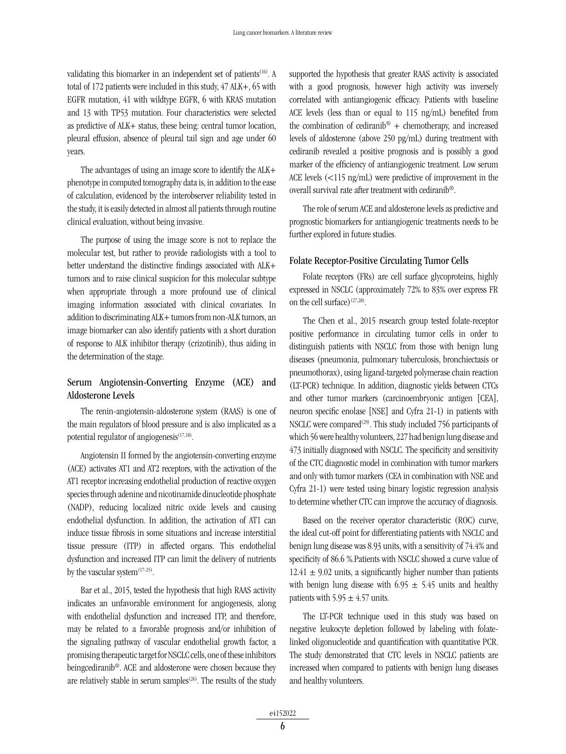validating this biomarker in an independent set of patients[16]. A total of 172 patients were included in this study, 47 ALK+, 65 with EGFR mutation, 41 with wildtype EGFR, 6 with KRAS mutation and 13 with TP53 mutation. Four characteristics were selected as predictive of ALK+ status, these being: central tumor location, pleural effusion, absence of pleural tail sign and age under 60 years.

The advantages of using an image score to identify the ALK+ phenotype in computed tomography data is, in addition to the ease of calculation, evidenced by the interobserver reliability tested in the study, it is easily detected in almost all patients through routine clinical evaluation, without being invasive.

The purpose of using the image score is not to replace the molecular test, but rather to provide radiologists with a tool to better understand the distinctive findings associated with ALK+ tumors and to raise clinical suspicion for this molecular subtype when appropriate through a more profound use of clinical imaging information associated with clinical covariates. In addition to discriminating ALK+ tumors from non-ALK tumors, an image biomarker can also identify patients with a short duration of response to ALK inhibitor therapy (crizotinib), thus aiding in the determination of the stage.

## Serum Angiotensin-Converting Enzyme (ACE) and Aldosterone Levels

The renin-angiotensin-aldosterone system (RAAS) is one of the main regulators of blood pressure and is also implicated as a potential regulator of angiogenesis[17,18].

Angiotensin II formed by the angiotensin-converting enzyme (ACE) activates AT1 and AT2 receptors, with the activation of the AT1 receptor increasing endothelial production of reactive oxygen species through adenine and nicotinamide dinucleotide phosphate (NADP), reducing localized nitric oxide levels and causing endothelial dysfunction. In addition, the activation of AT1 can induce tissue fibrosis in some situations and increase interstitial tissue pressure (ITP) in affected organs. This endothelial dysfunction and increased ITP can limit the delivery of nutrients by the vascular system[17-25].

Bar et al., 2015, tested the hypothesis that high RAAS activity indicates an unfavorable environment for angiogenesis, along with endothelial dysfunction and increased ITP, and therefore, may be related to a favorable prognosis and/or inhibition of the signaling pathway of vascular endothelial growth factor, a promising therapeutic target for NSCLC cells, one of these inhibitors beingcediranib®. ACE and aldosterone were chosen because they are relatively stable in serum samples[26]. The results of the study supported the hypothesis that greater RAAS activity is associated with a good prognosis, however high activity was inversely correlated with antiangiogenic efficacy. Patients with baseline ACE levels (less than or equal to 115 ng/mL) benefited from the combination of cediranib® + chemotherapy, and increased levels of aldosterone (above 250 pg/mL) during treatment with cediranib revealed a positive prognosis and is possibly a good marker of the efficiency of antiangiogenic treatment. Low serum ACE levels (<115 ng/mL) were predictive of improvement in the overall survival rate after treatment with cediranib®.

The role of serum ACE and aldosterone levels as predictive and prognostic biomarkers for antiangiogenic treatments needs to be further explored in future studies.

## Folate Receptor-Positive Circulating Tumor Cells

Folate receptors (FRs) are cell surface glycoproteins, highly expressed in NSCLC (approximately 72% to 83% over express FR on the cell surface)[27,28].

The Chen et al., 2015 research group tested folate-receptor positive performance in circulating tumor cells in order to distinguish patients with NSCLC from those with benign lung diseases (pneumonia, pulmonary tuberculosis, bronchiectasis or pneumothorax), using ligand-targeted polymerase chain reaction (LT-PCR) technique. In addition, diagnostic yields between CTCs and other tumor markers (carcinoembryonic antigen [CEA], neuron specific enolase [NSE] and Cyfra 21-1) in patients with NSCLC were compared[29]. This study included 756 participants of which 56 were healthy volunteers, 227 had benign lung disease and 473 initially diagnosed with NSCLC. The specificity and sensitivity of the CTC diagnostic model in combination with tumor markers and only with tumor markers (CEA in combination with NSE and Cyfra 21-1) were tested using binary logistic regression analysis to determine whether CTC can improve the accuracy of diagnosis.

Based on the receiver operator characteristic (ROC) curve, the ideal cut-off point for differentiating patients with NSCLC and benign lung disease was 8.93 units, with a sensitivity of 74.4% and specificity of 86.6 %.Patients with NSCLC showed a curve value of $12.41 \pm 9.02$ units, a significantly higher number than patients with benign lung disease with $6.95 \pm 5.45$ units and healthy patients with $5.95 \pm 4.57$ units.

The LT-PCR technique used in this study was based on negative leukocyte depletion followed by labeling with folate-linked oligonucleotide and quantification with quantitative PCR. The study demonstrated that CTC levels in NSCLC patients are increased when compared to patients with benign lung diseases and healthy volunteers.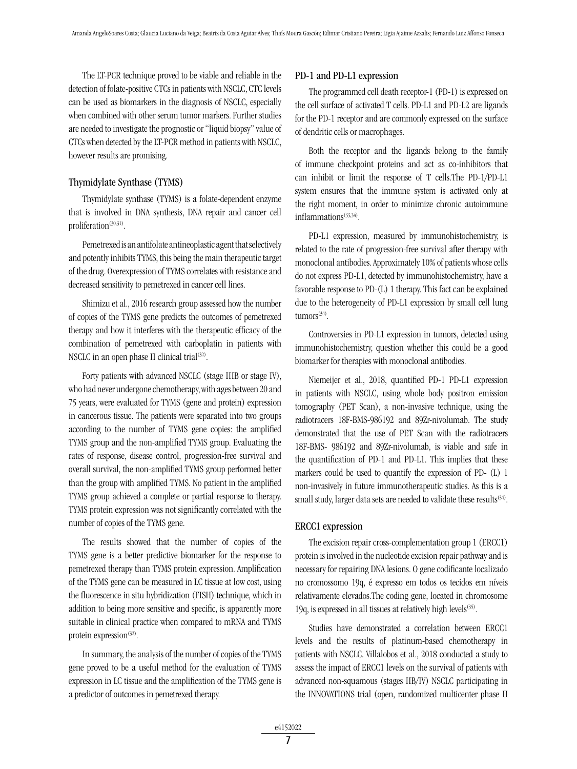The LT-PCR technique proved to be viable and reliable in the detection of folate-positive CTCs in patients with NSCLC, CTC levels can be used as biomarkers in the diagnosis of NSCLC, especially when combined with other serum tumor markers. Further studies are needed to investigate the prognostic or "liquid biopsy" value of CTCs when detected by the LT-PCR method in patients with NSCLC, however results are promising.

### Thymidylate Synthase (TYMS)

Thymidylate synthase (TYMS) is a folate-dependent enzyme that is involved in DNA synthesis, DNA repair and cancer cell proliferation[30,31].

Pemetrexed is an antifolate antineoplastic agent that selectively and potently inhibits TYMS, this being the main therapeutic target of the drug. Overexpression of TYMS correlates with resistance and decreased sensitivity to pemetrexed in cancer cell lines.

Shimizu et al., 2016 research group assessed how the number of copies of the TYMS gene predicts the outcomes of pemetrexed therapy and how it interferes with the therapeutic efficacy of the combination of pemetrexed with carboplatin in patients with NSCLC in an open phase II clinical trial[32].

Forty patients with advanced NSCLC (stage IIIB or stage IV), who had never undergone chemotherapy, with ages between 20 and 75 years, were evaluated for TYMS (gene and protein) expression in cancerous tissue. The patients were separated into two groups according to the number of TYMS gene copies: the amplified TYMS group and the non-amplified TYMS group. Evaluating the rates of response, disease control, progression-free survival and overall survival, the non-amplified TYMS group performed better than the group with amplified TYMS. No patient in the amplified TYMS group achieved a complete or partial response to therapy. TYMS protein expression was not significantly correlated with the number of copies of the TYMS gene.

The results showed that the number of copies of the TYMS gene is a better predictive biomarker for the response to pemetrexed therapy than TYMS protein expression. Amplification of the TYMS gene can be measured in LC tissue at low cost, using the fluorescence in situ hybridization (FISH) technique, which in addition to being more sensitive and specific, is apparently more suitable in clinical practice when compared to mRNA and TYMS protein expression[32].

In summary, the analysis of the number of copies of the TYMS gene proved to be a useful method for the evaluation of TYMS expression in LC tissue and the amplification of the TYMS gene is a predictor of outcomes in pemetrexed therapy.

### PD-1 and PD-L1 expression

The programmed cell death receptor-1 (PD-1) is expressed on the cell surface of activated T cells. PD-L1 and PD-L2 are ligands for the PD-1 receptor and are commonly expressed on the surface of dendritic cells or macrophages.

Both the receptor and the ligands belong to the family of immune checkpoint proteins and act as co-inhibitors that can inhibit or limit the response of T cells.The PD-1/PD-L1 system ensures that the immune system is activated only at the right moment, in order to minimize chronic autoimmune inflammations[33,34].

PD-L1 expression, measured by immunohistochemistry, is related to the rate of progression-free survival after therapy with monoclonal antibodies. Approximately 10% of patients whose cells do not express PD-L1, detected by immunohistochemistry, have a favorable response to PD-(L) 1 therapy. This fact can be explained due to the heterogeneity of PD-L1 expression by small cell lung tumors[34].

Controversies in PD-L1 expression in tumors, detected using immunohistochemistry, question whether this could be a good biomarker for therapies with monoclonal antibodies.

Niemeijer et al., 2018, quantified PD-1 PD-L1 expression in patients with NSCLC, using whole body positron emission tomography (PET Scan), a non-invasive technique, using the radiotracers 18F-BMS-986192 and 89Zr-nivolumab. The study demonstrated that the use of PET Scan with the radiotracers 18F-BMS- 986192 and 89Zr-nivolumab, is viable and safe in the quantification of PD-1 and PD-L1. This implies that these markers could be used to quantify the expression of PD- (L) 1 non-invasively in future immunotherapeutic studies. As this is a small study, larger data sets are needed to validate these results[34].

### ERCC1 expression

The excision repair cross-complementation group 1 (ERCC1) protein is involved in the nucleotide excision repair pathway and is necessary for repairing DNA lesions. O gene codificante localizado no cromossomo 19q, é expresso em todos os tecidos em níveis relativamente elevados.The coding gene, located in chromosome 19q, is expressed in all tissues at relatively high levels[35].

Studies have demonstrated a correlation between ERCC1 levels and the results of platinum-based chemotherapy in patients with NSCLC. Villalobos et al., 2018 conducted a study to assess the impact of ERCC1 levels on the survival of patients with advanced non-squamous (stages IIB/IV) NSCLC participating in the INNOVATIONS trial (open, randomized multicenter phase II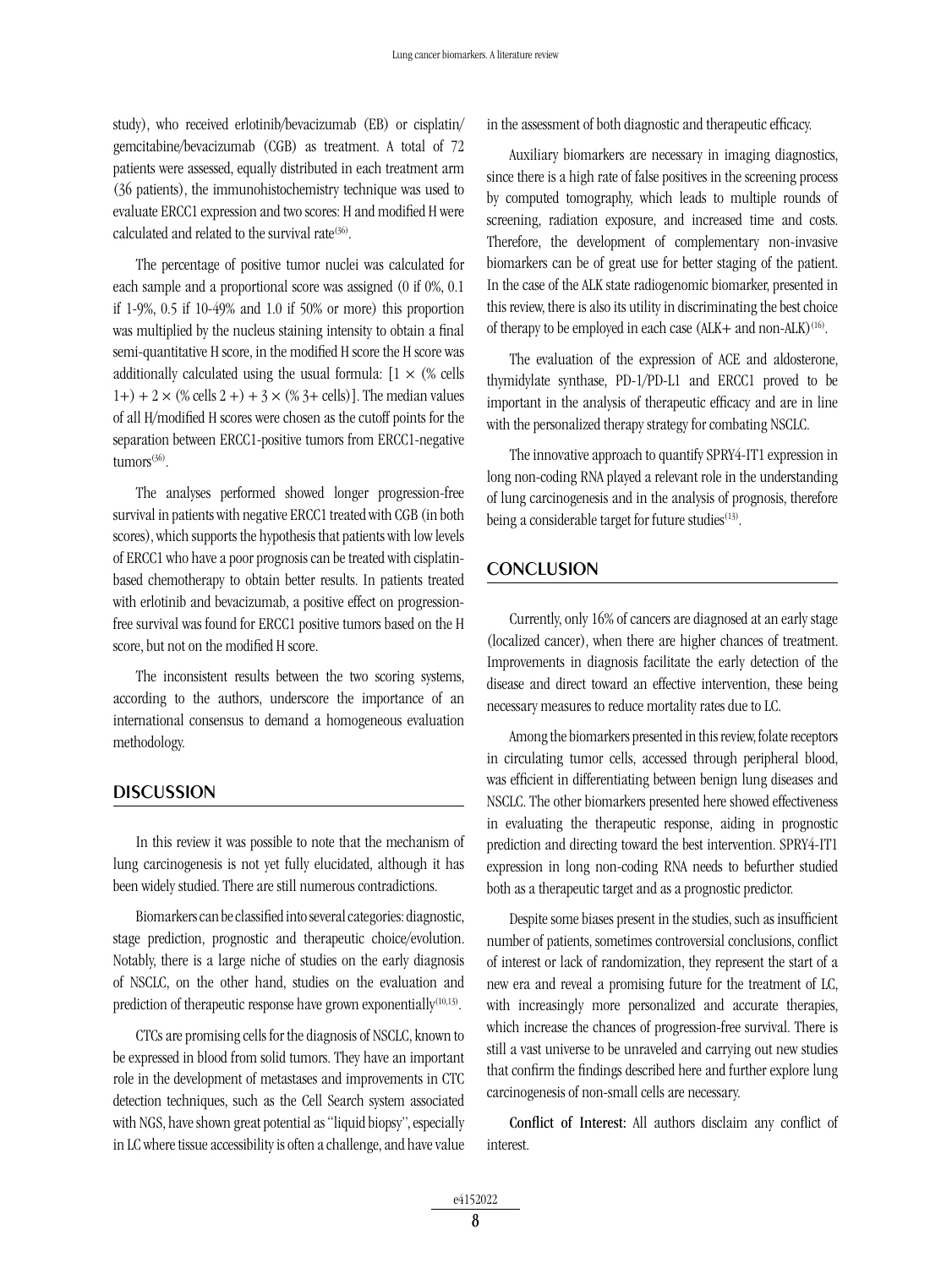study), who received erlotinib/bevacizumab (EB) or cisplatin/gemcitabine/bevacizumab (CGB) as treatment. A total of 72 patients were assessed, equally distributed in each treatment arm (36 patients), the immunohistochemistry technique was used to evaluate ERCC1 expression and two scores: H and modified H were calculated and related to the survival rate[36].

The percentage of positive tumor nuclei was calculated for each sample and a proportional score was assigned (0 if 0%, 0.1 if 1-9%, 0.5 if 10-49% and 1.0 if 50% or more) this proportion was multiplied by the nucleus staining intensity to obtain a final semi-quantitative H score, in the modified H score the H score was additionally calculated using the usual formula: $[1 \times (\%\ \text{cells}\ 1+) + 2 \times (\%\ \text{cells}\ 2+) + 3 \times (\%\ 3+\ \text{cells})]$. The median values of all H/modified H scores were chosen as the cutoff points for the separation between ERCC1-positive tumors from ERCC1-negative tumors[36].

The analyses performed showed longer progression-free survival in patients with negative ERCC1 treated with CGB (in both scores), which supports the hypothesis that patients with low levels of ERCC1 who have a poor prognosis can be treated with cisplatin-based chemotherapy to obtain better results. In patients treated with erlotinib and bevacizumab, a positive effect on progression-free survival was found for ERCC1 positive tumors based on the H score, but not on the modified H score.

The inconsistent results between the two scoring systems, according to the authors, underscore the importance of an international consensus to demand a homogeneous evaluation methodology.

## DISCUSSION

In this review it was possible to note that the mechanism of lung carcinogenesis is not yet fully elucidated, although it has been widely studied. There are still numerous contradictions.

Biomarkers can be classified into several categories: diagnostic, stage prediction, prognostic and therapeutic choice/evolution. Notably, there is a large niche of studies on the early diagnosis of NSCLC, on the other hand, studies on the evaluation and prediction of therapeutic response have grown exponentially[10,13].

CTCs are promising cells for the diagnosis of NSCLC, known to be expressed in blood from solid tumors. They have an important role in the development of metastases and improvements in CTC detection techniques, such as the Cell Search system associated with NGS, have shown great potential as "liquid biopsy", especially in LC where tissue accessibility is often a challenge, and have value in the assessment of both diagnostic and therapeutic efficacy.

Auxiliary biomarkers are necessary in imaging diagnostics, since there is a high rate of false positives in the screening process by computed tomography, which leads to multiple rounds of screening, radiation exposure, and increased time and costs. Therefore, the development of complementary non-invasive biomarkers can be of great use for better staging of the patient. In the case of the ALK state radiogenomic biomarker, presented in this review, there is also its utility in discriminating the best choice of therapy to be employed in each case (ALK+ and non-ALK)[16].

The evaluation of the expression of ACE and aldosterone, thymidylate synthase, PD-1/PD-L1 and ERCC1 proved to be important in the analysis of therapeutic efficacy and are in line with the personalized therapy strategy for combating NSCLC.

The innovative approach to quantify SPRY4-IT1 expression in long non-coding RNA played a relevant role in the understanding of lung carcinogenesis and in the analysis of prognosis, therefore being a considerable target for future studies[13].

## CONCLUSION

Currently, only 16% of cancers are diagnosed at an early stage (localized cancer), when there are higher chances of treatment. Improvements in diagnosis facilitate the early detection of the disease and direct toward an effective intervention, these being necessary measures to reduce mortality rates due to LC.

Among the biomarkers presented in this review, folate receptors in circulating tumor cells, accessed through peripheral blood, was efficient in differentiating between benign lung diseases and NSCLC. The other biomarkers presented here showed effectiveness in evaluating the therapeutic response, aiding in prognostic prediction and directing toward the best intervention. SPRY4-IT1 expression in long non-coding RNA needs to befurther studied both as a therapeutic target and as a prognostic predictor.

Despite some biases present in the studies, such as insufficient number of patients, sometimes controversial conclusions, conflict of interest or lack of randomization, they represent the start of a new era and reveal a promising future for the treatment of LC, with increasingly more personalized and accurate therapies, which increase the chances of progression-free survival. There is still a vast universe to be unraveled and carrying out new studies that confirm the findings described here and further explore lung carcinogenesis of non-small cells are necessary.

**Conflict of Interest:** All authors disclaim any conflict of interest.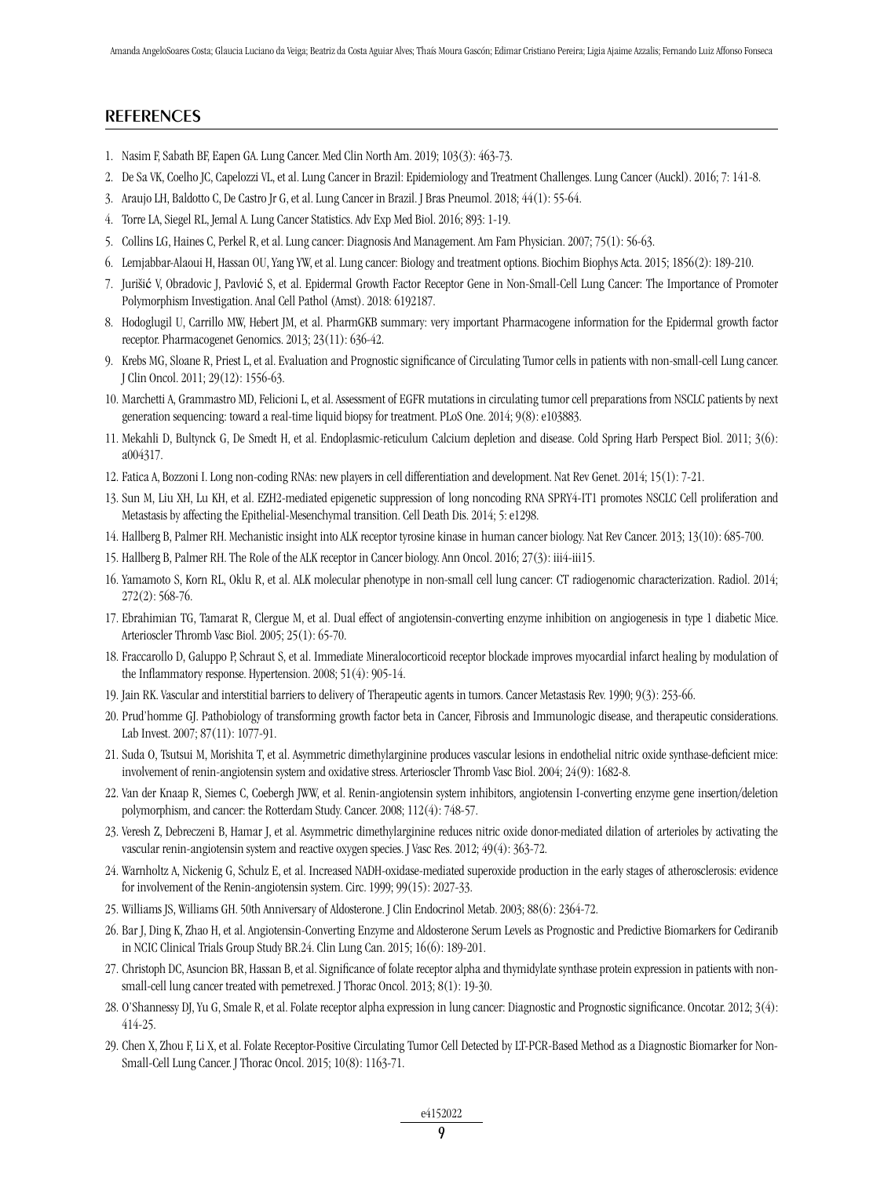## REFERENCES

1. Nasim F, Sabath BF, Eapen GA. Lung Cancer. Med Clin North Am. 2019; 103(3): 463-73.
2. De Sa VK, Coelho JC, Capelozzi VL, et al. Lung Cancer in Brazil: Epidemiology and Treatment Challenges. Lung Cancer (Auckl). 2016; 7: 141-8.
3. Araujo LH, Baldotto C, De Castro Jr G, et al. Lung Cancer in Brazil. J Bras Pneumol. 2018; 44(1): 55-64.
4. Torre LA, Siegel RL, Jemal A. Lung Cancer Statistics. Adv Exp Med Biol. 2016; 893: 1-19.
5. Collins LG, Haines C, Perkel R, et al. Lung cancer: Diagnosis And Management. Am Fam Physician. 2007; 75(1): 56-63.
6. Lemjabbar-Alaoui H, Hassan OU, Yang YW, et al. Lung cancer: Biology and treatment options. Biochim Biophys Acta. 2015; 1856(2): 189-210.
7. Jurišić V, Obradovic J, Pavlović S, et al. Epidermal Growth Factor Receptor Gene in Non-Small-Cell Lung Cancer: The Importance of Promoter Polymorphism Investigation. Anal Cell Pathol (Amst). 2018: 6192187.
8. Hodoglugil U, Carrillo MW, Hebert JM, et al. PharmGKB summary: very important Pharmacogene information for the Epidermal growth factor receptor. Pharmacogenet Genomics. 2013; 23(11): 636-42.
9. Krebs MG, Sloane R, Priest L, et al. Evaluation and Prognostic significance of Circulating Tumor cells in patients with non-small-cell Lung cancer. J Clin Oncol. 2011; 29(12): 1556-63.
10. Marchetti A, Grammastro MD, Felicioni L, et al. Assessment of EGFR mutations in circulating tumor cell preparations from NSCLC patients by next generation sequencing: toward a real-time liquid biopsy for treatment. PLoS One. 2014; 9(8): e103883.
11. Mekahli D, Bultynck G, De Smedt H, et al. Endoplasmic-reticulum Calcium depletion and disease. Cold Spring Harb Perspect Biol. 2011; 3(6): a004317.
12. Fatica A, Bozzoni I. Long non-coding RNAs: new players in cell differentiation and development. Nat Rev Genet. 2014; 15(1): 7-21.
13. Sun M, Liu XH, Lu KH, et al. EZH2-mediated epigenetic suppression of long noncoding RNA SPRY4-IT1 promotes NSCLC Cell proliferation and Metastasis by affecting the Epithelial-Mesenchymal transition. Cell Death Dis. 2014; 5: e1298.
14. Hallberg B, Palmer RH. Mechanistic insight into ALK receptor tyrosine kinase in human cancer biology. Nat Rev Cancer. 2013; 13(10): 685-700.
15. Hallberg B, Palmer RH. The Role of the ALK receptor in Cancer biology. Ann Oncol. 2016; 27(3): iii4-iii15.
16. Yamamoto S, Korn RL, Oklu R, et al. ALK molecular phenotype in non-small cell lung cancer: CT radiogenomic characterization. Radiol. 2014; 272(2): 568-76.
17. Ebrahimian TG, Tamarat R, Clergue M, et al. Dual effect of angiotensin-converting enzyme inhibition on angiogenesis in type 1 diabetic Mice. Arterioscler Thromb Vasc Biol. 2005; 25(1): 65-70.
18. Fraccarollo D, Galuppo P, Schraut S, et al. Immediate Mineralocorticoid receptor blockade improves myocardial infarct healing by modulation of the Inflammatory response. Hypertension. 2008; 51(4): 905-14.
19. Jain RK. Vascular and interstitial barriers to delivery of Therapeutic agents in tumors. Cancer Metastasis Rev. 1990; 9(3): 253-66.
20. Prud'homme GJ. Pathobiology of transforming growth factor beta in Cancer, Fibrosis and Immunologic disease, and therapeutic considerations. Lab Invest. 2007; 87(11): 1077-91.
21. Suda O, Tsutsui M, Morishita T, et al. Asymmetric dimethylarginine produces vascular lesions in endothelial nitric oxide synthase-deficient mice: involvement of renin-angiotensin system and oxidative stress. Arterioscler Thromb Vasc Biol. 2004; 24(9): 1682-8.
22. Van der Knaap R, Siemes C, Coebergh JWW, et al. Renin-angiotensin system inhibitors, angiotensin I-converting enzyme gene insertion/deletion polymorphism, and cancer: the Rotterdam Study. Cancer. 2008; 112(4): 748-57.
23. Veresh Z, Debreczeni B, Hamar J, et al. Asymmetric dimethylarginine reduces nitric oxide donor-mediated dilation of arterioles by activating the vascular renin-angiotensin system and reactive oxygen species. J Vasc Res. 2012; 49(4): 363-72.
24. Warnholtz A, Nickenig G, Schulz E, et al. Increased NADH-oxidase-mediated superoxide production in the early stages of atherosclerosis: evidence for involvement of the Renin-angiotensin system. Circ. 1999; 99(15): 2027-33.
25. Williams JS, Williams GH. 50th Anniversary of Aldosterone. J Clin Endocrinol Metab. 2003; 88(6): 2364-72.
26. Bar J, Ding K, Zhao H, et al. Angiotensin-Converting Enzyme and Aldosterone Serum Levels as Prognostic and Predictive Biomarkers for Cediranib in NCIC Clinical Trials Group Study BR.24. Clin Lung Can. 2015; 16(6): 189-201.
27. Christoph DC, Asuncion BR, Hassan B, et al. Significance of folate receptor alpha and thymidylate synthase protein expression in patients with non-small-cell lung cancer treated with pemetrexed. J Thorac Oncol. 2013; 8(1): 19-30.
28. O'Shannessy DJ, Yu G, Smale R, et al. Folate receptor alpha expression in lung cancer: Diagnostic and Prognostic significance. Oncotar. 2012; 3(4): 414-25.
29. Chen X, Zhou F, Li X, et al. Folate Receptor-Positive Circulating Tumor Cell Detected by LT-PCR-Based Method as a Diagnostic Biomarker for Non-Small-Cell Lung Cancer. J Thorac Oncol. 2015; 10(8): 1163-71.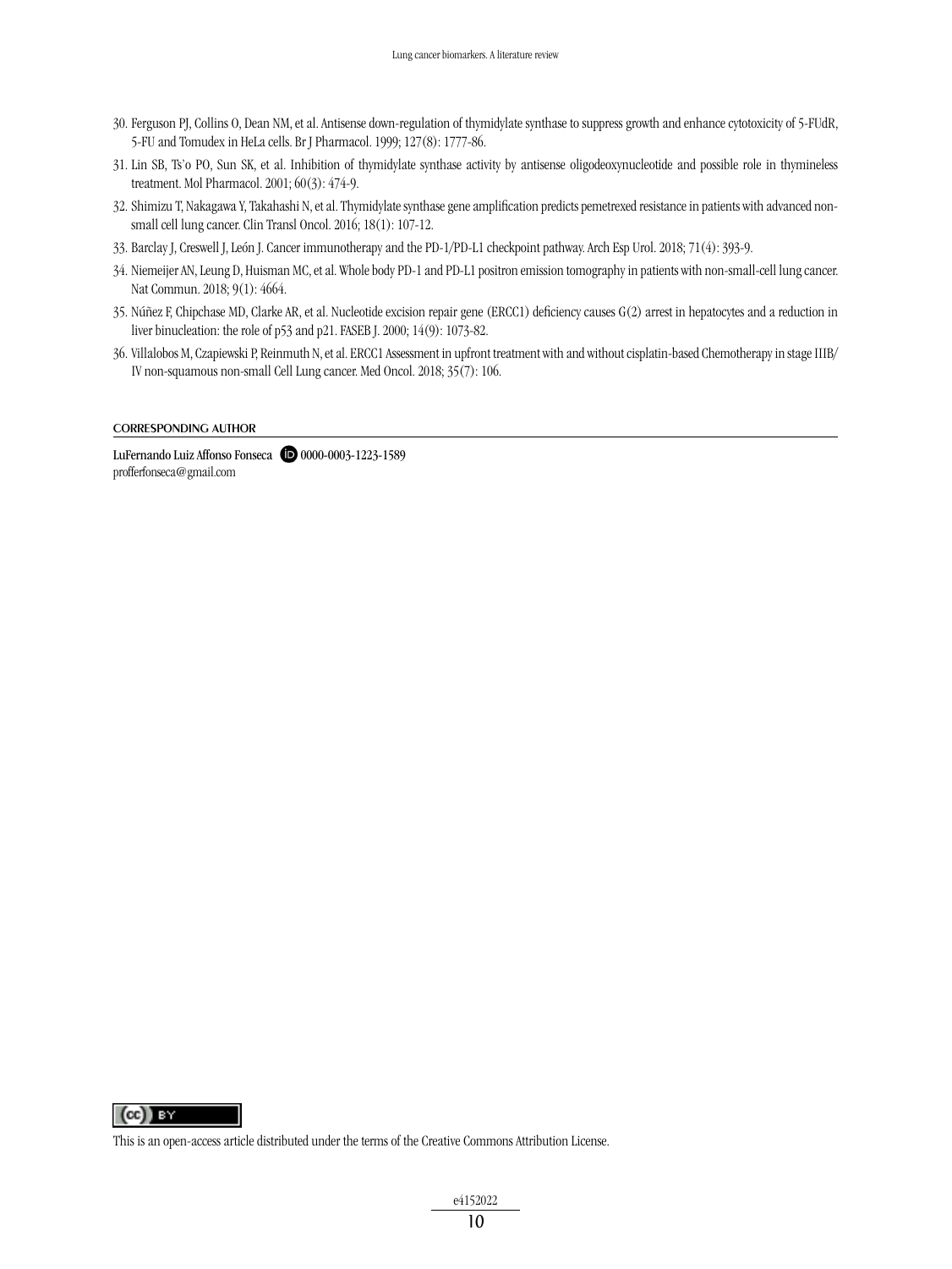30. Ferguson PJ, Collins O, Dean NM, et al. Antisense down-regulation of thymidylate synthase to suppress growth and enhance cytotoxicity of 5-FUdR, 5-FU and Tomudex in HeLa cells. Br J Pharmacol. 1999; 127(8): 1777-86.
31. Lin SB, Ts'o PO, Sun SK, et al. Inhibition of thymidylate synthase activity by antisense oligodeoxynucleotide and possible role in thymineless treatment. Mol Pharmacol. 2001; 60(3): 474-9.
32. Shimizu T, Nakagawa Y, Takahashi N, et al. Thymidylate synthase gene amplification predicts pemetrexed resistance in patients with advanced non-small cell lung cancer. Clin Transl Oncol. 2016; 18(1): 107-12.
33. Barclay J, Creswell J, León J. Cancer immunotherapy and the PD-1/PD-L1 checkpoint pathway. Arch Esp Urol. 2018; 71(4): 393-9.
34. Niemeijer AN, Leung D, Huisman MC, et al. Whole body PD-1 and PD-L1 positron emission tomography in patients with non-small-cell lung cancer. Nat Commun. 2018; 9(1): 4664.
35. Núñez F, Chipchase MD, Clarke AR, et al. Nucleotide excision repair gene (ERCC1) deficiency causes G(2) arrest in hepatocytes and a reduction in liver binucleation: the role of p53 and p21. FASEB J. 2000; 14(9): 1073-82.
36. Villalobos M, Czapiewski P, Reinmuth N, et al. ERCC1 Assessment in upfront treatment with and without cisplatin-based Chemotherapy in stage IIIB/IV non-squamous non-small Cell Lung cancer. Med Oncol. 2018; 35(7): 106.

**CORRESPONDING AUTHOR**

LuFernando Luiz Affonso Fonseca 0000-0003-1223-1589
profferfonseca@gmail.com

This is an open-access article distributed under the terms of the Creative Commons Attribution License.